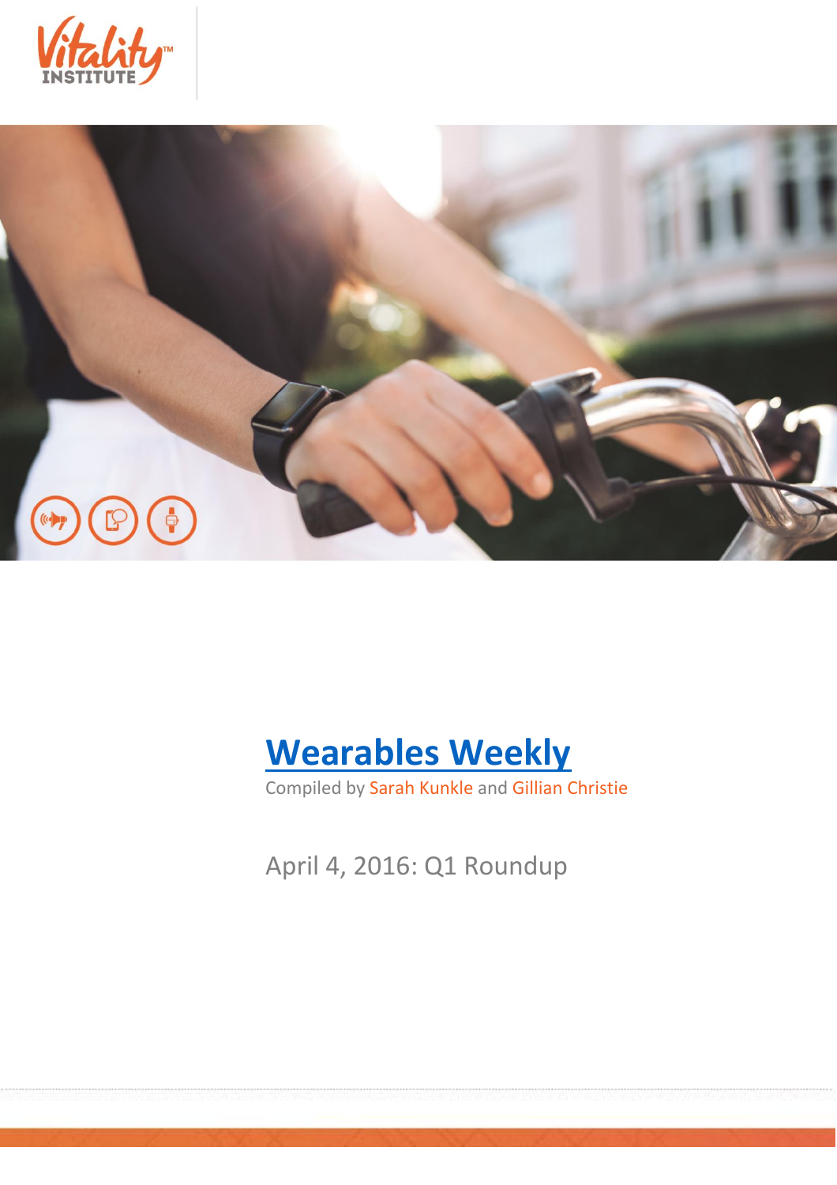# Wearables Weekly

Compiled by Sarah Kunkle and Gillian Christie

April 4, 2016: Q1 Roundup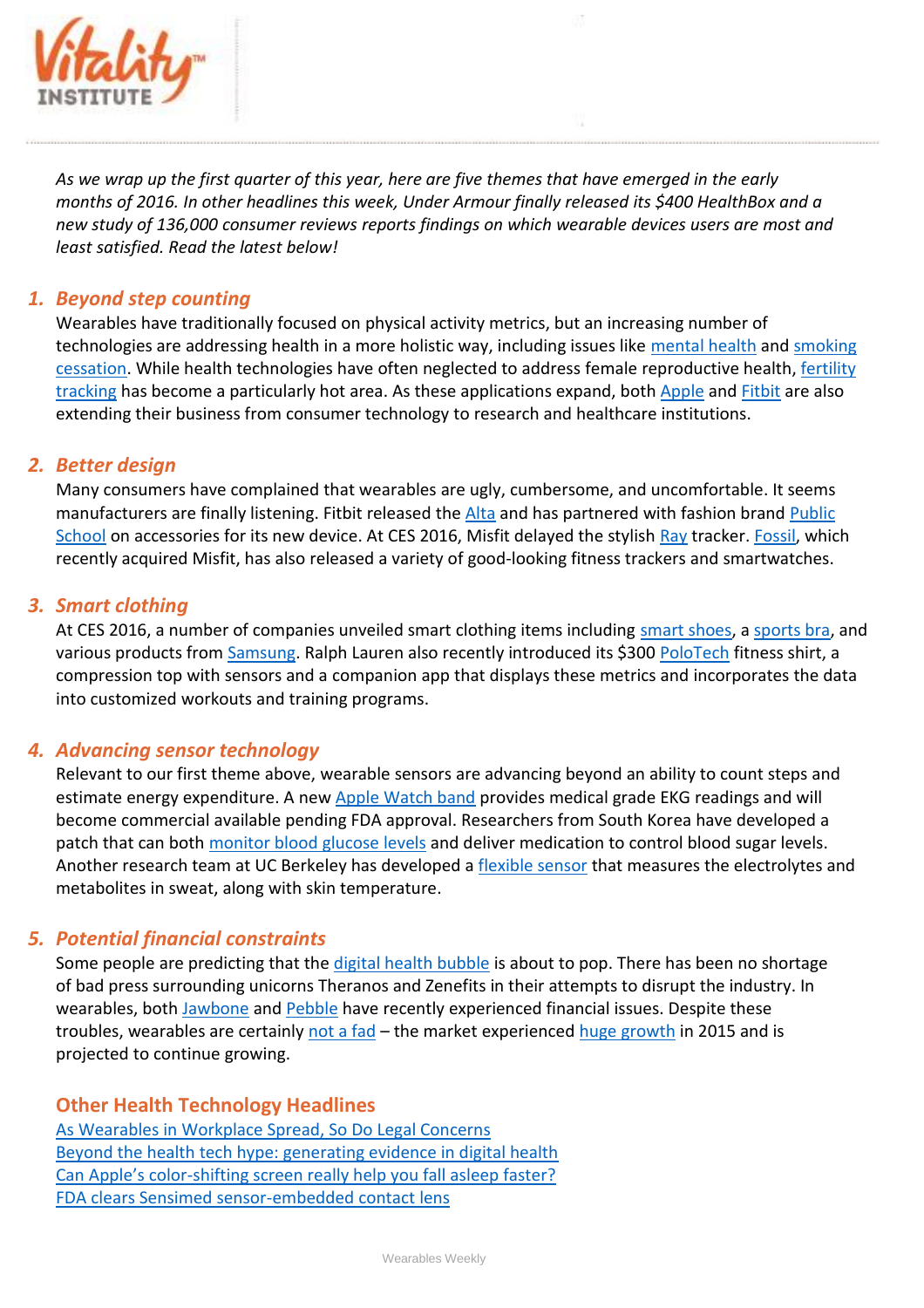*As we wrap up the first quarter of this year, here are five themes that have emerged in the early months of 2016. In other headlines this week, Under Armour finally released its $400 HealthBox and a new study of 136,000 consumer reviews reports findings on which wearable devices users are most and least satisfied. Read the latest below!*

### 1. *Beyond step counting*

Wearables have traditionally focused on physical activity metrics, but an increasing number of technologies are addressing health in a more holistic way, including issues like mental health and smoking cessation. While health technologies have often neglected to address female reproductive health, fertility tracking has become a particularly hot area. As these applications expand, both Apple and Fitbit are also extending their business from consumer technology to research and healthcare institutions.

### 2. *Better design*

Many consumers have complained that wearables are ugly, cumbersome, and uncomfortable. It seems manufacturers are finally listening. Fitbit released the Alta and has partnered with fashion brand Public School on accessories for its new device. At CES 2016, Misfit delayed the stylish Ray tracker. Fossil, which recently acquired Misfit, has also released a variety of good-looking fitness trackers and smartwatches.

### 3. *Smart clothing*

At CES 2016, a number of companies unveiled smart clothing items including smart shoes, a sports bra, and various products from Samsung. Ralph Lauren also recently introduced its $300 PoloTech fitness shirt, a compression top with sensors and a companion app that displays these metrics and incorporates the data into customized workouts and training programs.

### 4. *Advancing sensor technology*

Relevant to our first theme above, wearable sensors are advancing beyond an ability to count steps and estimate energy expenditure. A new Apple Watch band provides medical grade EKG readings and will become commercial available pending FDA approval. Researchers from South Korea have developed a patch that can both monitor blood glucose levels and deliver medication to control blood sugar levels. Another research team at UC Berkeley has developed a flexible sensor that measures the electrolytes and metabolites in sweat, along with skin temperature.

### 5. *Potential financial constraints*

Some people are predicting that the digital health bubble is about to pop. There has been no shortage of bad press surrounding unicorns Theranos and Zenefits in their attempts to disrupt the industry. In wearables, both Jawbone and Pebble have recently experienced financial issues. Despite these troubles, wearables are certainly not a fad – the market experienced huge growth in 2015 and is projected to continue growing.

## Other Health Technology Headlines

As Wearables in Workplace Spread, So Do Legal Concerns
Beyond the health tech hype: generating evidence in digital health
Can Apple's color-shifting screen really help you fall asleep faster?
FDA clears Sensimed sensor-embedded contact lens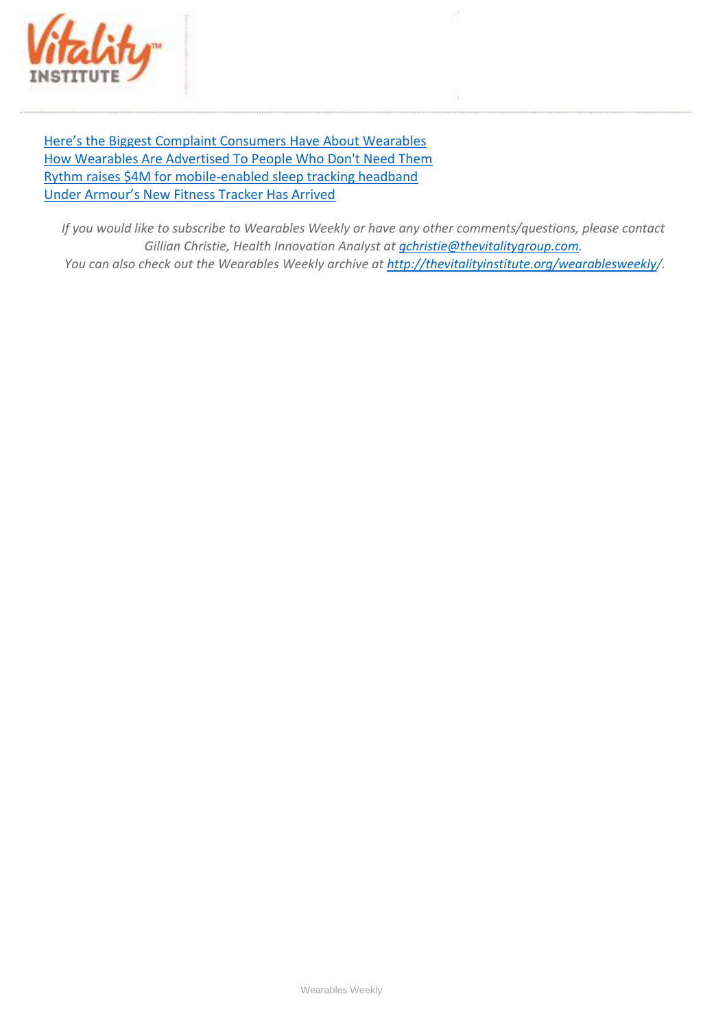Here's the Biggest Complaint Consumers Have About Wearables
How Wearables Are Advertised To People Who Don't Need Them
Rythm raises $4M for mobile-enabled sleep tracking headband
Under Armour's New Fitness Tracker Has Arrived

*If you would like to subscribe to Wearables Weekly or have any other comments/questions, please contact Gillian Christie, Health Innovation Analyst at gchristie@thevitalitygroup.com.*
*You can also check out the Wearables Weekly archive at http://thevitalityinstitute.org/wearablesweekly/.*